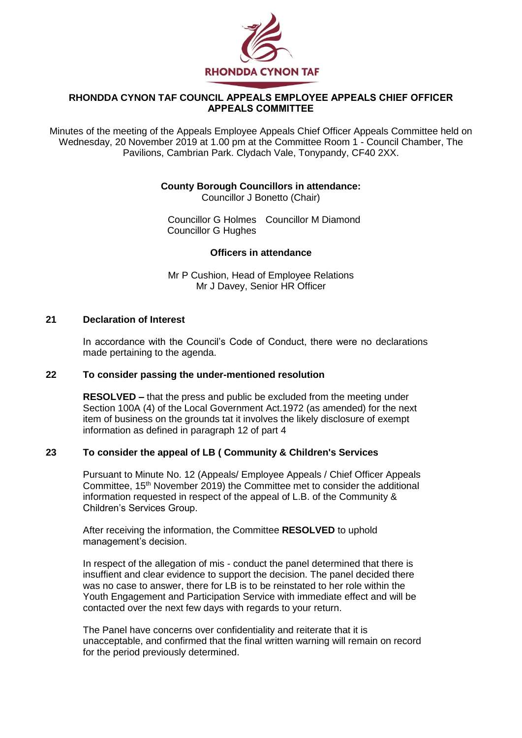# RHONDDA CYNON TAF COUNCIL APPEALS EMPLOYEE APPEALS CHIEF OFFICER APPEALS COMMITTEE

Minutes of the meeting of the Appeals Employee Appeals Chief Officer Appeals Committee held on Wednesday, 20 November 2019 at 1.00 pm at the Committee Room 1 - Council Chamber, The Pavilions, Cambrian Park. Clydach Vale, Tonypandy, CF40 2XX.

**County Borough Councillors in attendance:**

Councillor J Bonetto (Chair)

Councillor G Holmes
Councillor M Diamond
Councillor G Hughes

**Officers in attendance**

Mr P Cushion, Head of Employee Relations
Mr J Davey, Senior HR Officer

## 21 Declaration of Interest

In accordance with the Council's Code of Conduct, there were no declarations made pertaining to the agenda.

## 22 To consider passing the under-mentioned resolution

**RESOLVED –** that the press and public be excluded from the meeting under Section 100A (4) of the Local Government Act.1972 (as amended) for the next item of business on the grounds tat it involves the likely disclosure of exempt information as defined in paragraph 12 of part 4

## 23 To consider the appeal of LB ( Community & Children's Services

Pursuant to Minute No. 12 (Appeals/ Employee Appeals / Chief Officer Appeals Committee, 15th November 2019) the Committee met to consider the additional information requested in respect of the appeal of L.B. of the Community & Children's Services Group.

After receiving the information, the Committee **RESOLVED** to uphold management's decision.

In respect of the allegation of mis - conduct the panel determined that there is insuffient and clear evidence to support the decision. The panel decided there was no case to answer, there for LB is to be reinstated to her role within the Youth Engagement and Participation Service with immediate effect and will be contacted over the next few days with regards to your return.

The Panel have concerns over confidentiality and reiterate that it is unacceptable, and confirmed that the final written warning will remain on record for the period previously determined.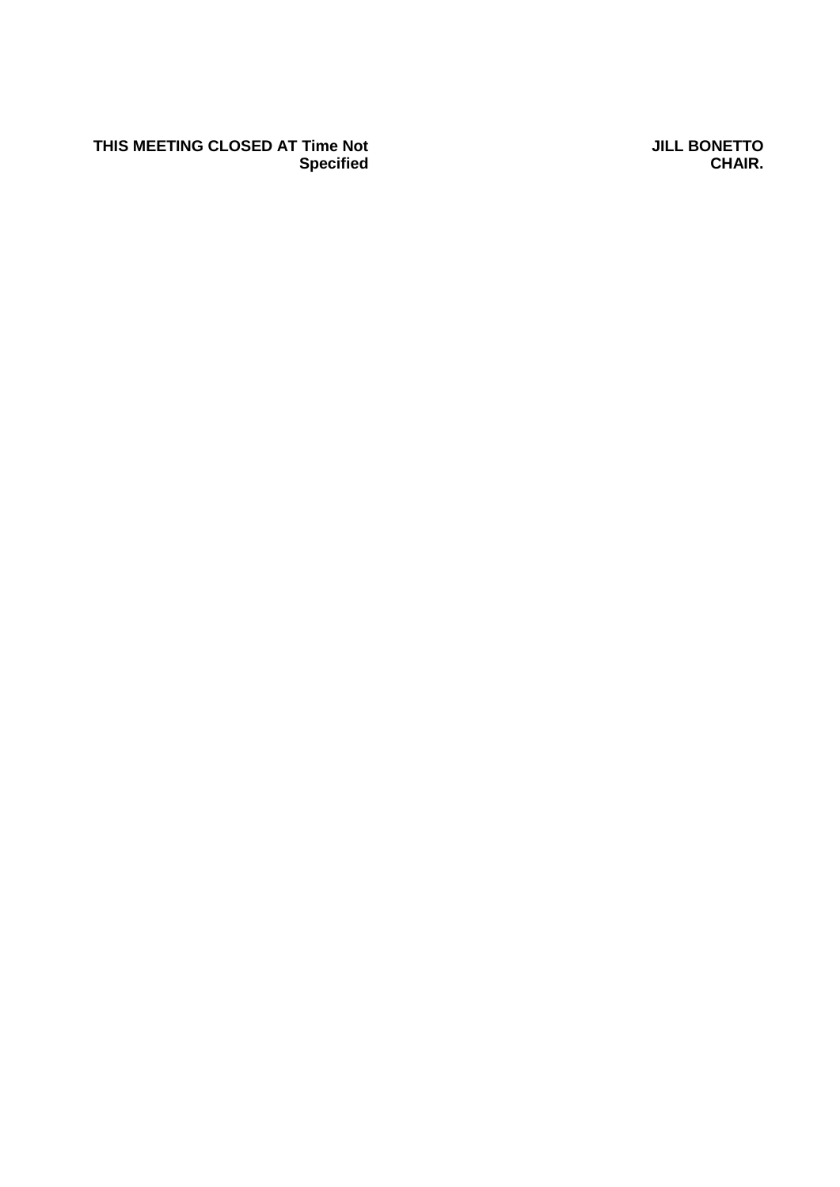**THIS MEETING CLOSED AT Time Not Specified**

**JILL BONETTO**
**CHAIR.**